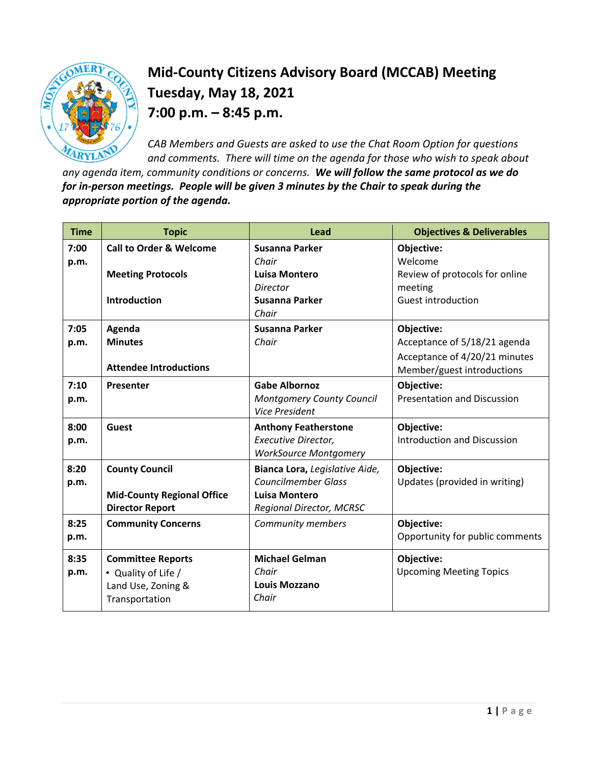# Mid-County Citizens Advisory Board (MCCAB) Meeting
# Tuesday, May 18, 2021
# 7:00 p.m. – 8:45 p.m.

*CAB Members and Guests are asked to use the Chat Room Option for questions and comments. There will time on the agenda for those who wish to speak about any agenda item, community conditions or concerns.* ***We will follow the same protocol as we do for in-person meetings. People will be given 3 minutes by the Chair to speak during the appropriate portion of the agenda.***

| Time | Topic | Lead | Objectives & Deliverables |
|---|---|---|---|
| 7:00 p.m. | **Call to Order & Welcome**<br><br>**Meeting Protocols**<br><br>**Introduction** | **Susanna Parker**<br>*Chair*<br>**Luisa Montero**<br>*Director*<br>**Susanna Parker**<br>*Chair* | **Objective:**<br>Welcome<br>Review of protocols for online meeting<br>Guest introduction |
| 7:05 p.m. | **Agenda**<br>**Minutes**<br><br>**Attendee Introductions** | **Susanna Parker**<br>*Chair* | **Objective:**<br>Acceptance of 5/18/21 agenda<br>Acceptance of 4/20/21 minutes<br>Member/guest introductions |
| 7:10 p.m. | **Presenter** | **Gabe Albornoz**<br>*Montgomery County Council Vice President* | **Objective:**<br>Presentation and Discussion |
| 8:00 p.m. | **Guest** | **Anthony Featherstone**<br>*Executive Director, WorkSource Montgomery* | **Objective:**<br>Introduction and Discussion |
| 8:20 p.m. | **County Council**<br><br>**Mid-County Regional Office Director Report** | **Bianca Lora,** *Legislative Aide, Councilmember Glass*<br>**Luisa Montero**<br>*Regional Director, MCRSC* | **Objective:**<br>Updates (provided in writing) |
| 8:25 p.m. | **Community Concerns** | *Community members* | **Objective:**<br>Opportunity for public comments |
| 8:35 p.m. | **Committee Reports**<br>• Quality of Life / Land Use, Zoning & Transportation | **Michael Gelman**<br>*Chair*<br>**Louis Mozzano**<br>*Chair* | **Objective:**<br>Upcoming Meeting Topics |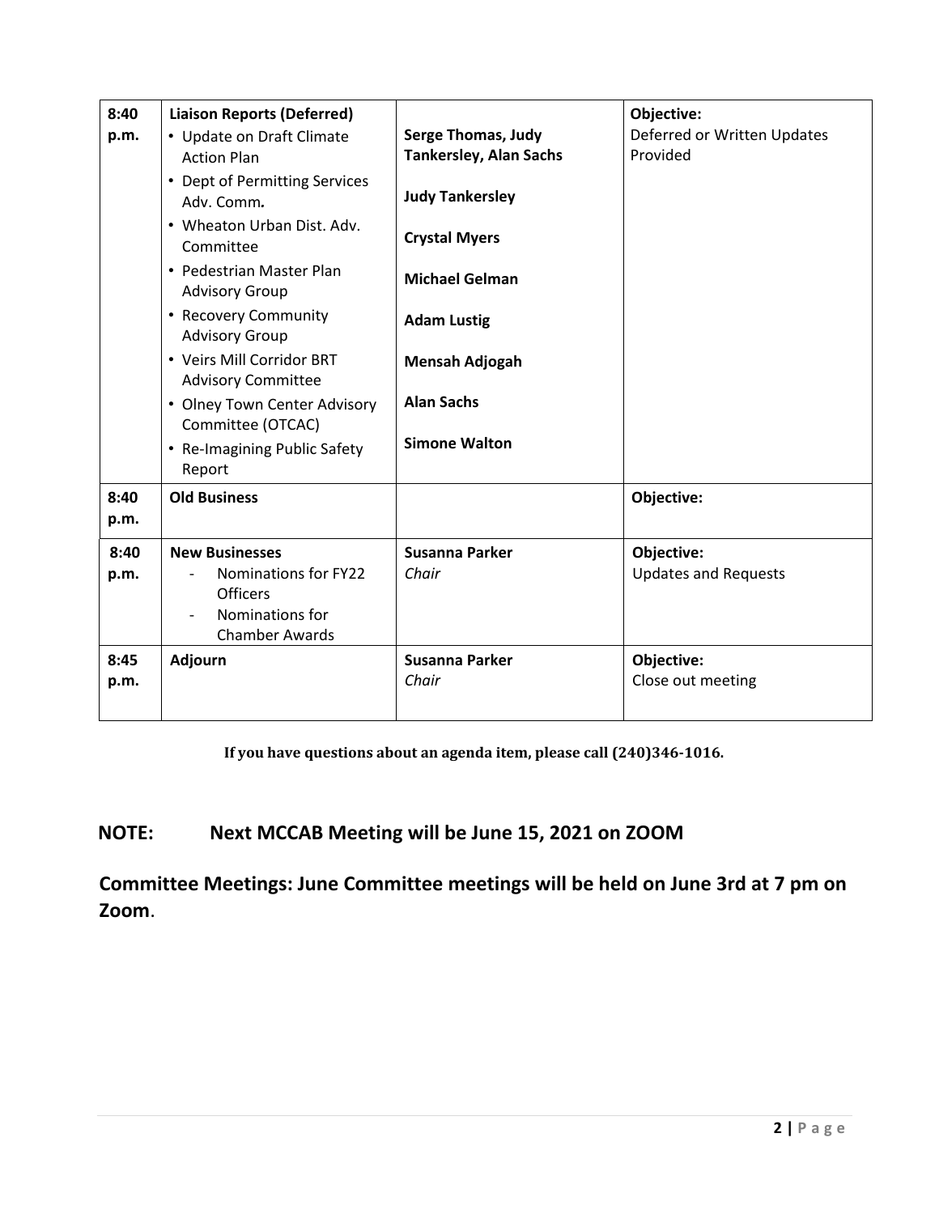| | | | |
|---|---|---|---|
| 8:40 p.m. | **Liaison Reports (Deferred)**<br>• Update on Draft Climate Action Plan<br>• Dept of Permitting Services Adv. Comm.<br>• Wheaton Urban Dist. Adv. Committee<br>• Pedestrian Master Plan Advisory Group<br>• Recovery Community Advisory Group<br>• Veirs Mill Corridor BRT Advisory Committee<br>• Olney Town Center Advisory Committee (OTCAC)<br>• Re-Imagining Public Safety Report | **Serge Thomas, Judy Tankersley, Alan Sachs**<br>**Judy Tankersley**<br>**Crystal Myers**<br>**Michael Gelman**<br>**Adam Lustig**<br>**Mensah Adjogah**<br>**Alan Sachs**<br>**Simone Walton** | **Objective:**<br>Deferred or Written Updates Provided |
| 8:40 p.m. | **Old Business** | | **Objective:** |
| 8:40 p.m. | **New Businesses**<br>- Nominations for FY22 Officers<br>- Nominations for Chamber Awards | **Susanna Parker**<br>*Chair* | **Objective:**<br>Updates and Requests |
| 8:45 p.m. | **Adjourn** | **Susanna Parker**<br>*Chair* | **Objective:**<br>Close out meeting |

**If you have questions about an agenda item, please call (240)346-1016.**

## NOTE: Next MCCAB Meeting will be June 15, 2021 on ZOOM

## Committee Meetings: June Committee meetings will be held on June 3rd at 7 pm on Zoom.